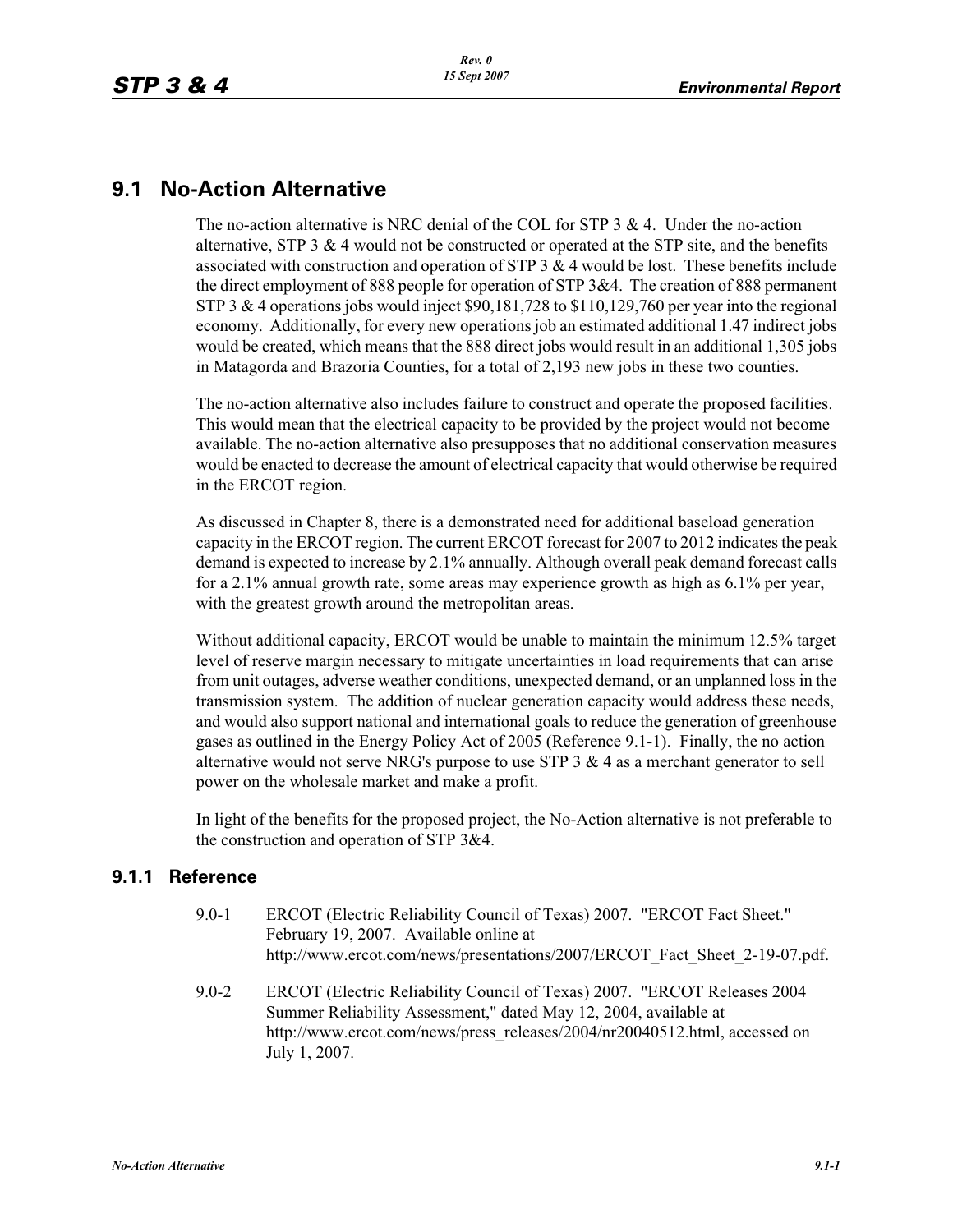# 9.1 No-Action Alternative

The no-action alternative is NRC denial of the COL for STP 3 & 4. Under the no-action alternative, STP 3 & 4 would not be constructed or operated at the STP site, and the benefits associated with construction and operation of STP 3 & 4 would be lost. These benefits include the direct employment of 888 people for operation of STP 3&4. The creation of 888 permanent STP 3 & 4 operations jobs would inject $90,181,728 to $110,129,760 per year into the regional economy. Additionally, for every new operations job an estimated additional 1.47 indirect jobs would be created, which means that the 888 direct jobs would result in an additional 1,305 jobs in Matagorda and Brazoria Counties, for a total of 2,193 new jobs in these two counties.

The no-action alternative also includes failure to construct and operate the proposed facilities. This would mean that the electrical capacity to be provided by the project would not become available. The no-action alternative also presupposes that no additional conservation measures would be enacted to decrease the amount of electrical capacity that would otherwise be required in the ERCOT region.

As discussed in Chapter 8, there is a demonstrated need for additional baseload generation capacity in the ERCOT region. The current ERCOT forecast for 2007 to 2012 indicates the peak demand is expected to increase by 2.1% annually. Although overall peak demand forecast calls for a 2.1% annual growth rate, some areas may experience growth as high as 6.1% per year, with the greatest growth around the metropolitan areas.

Without additional capacity, ERCOT would be unable to maintain the minimum 12.5% target level of reserve margin necessary to mitigate uncertainties in load requirements that can arise from unit outages, adverse weather conditions, unexpected demand, or an unplanned loss in the transmission system. The addition of nuclear generation capacity would address these needs, and would also support national and international goals to reduce the generation of greenhouse gases as outlined in the Energy Policy Act of 2005 (Reference 9.1-1). Finally, the no action alternative would not serve NRG's purpose to use STP 3 & 4 as a merchant generator to sell power on the wholesale market and make a profit.

In light of the benefits for the proposed project, the No-Action alternative is not preferable to the construction and operation of STP 3&4.

## 9.1.1 Reference

9.0-1 ERCOT (Electric Reliability Council of Texas) 2007. "ERCOT Fact Sheet." February 19, 2007. Available online at http://www.ercot.com/news/presentations/2007/ERCOT_Fact_Sheet_2-19-07.pdf.

9.0-2 ERCOT (Electric Reliability Council of Texas) 2007. "ERCOT Releases 2004 Summer Reliability Assessment," dated May 12, 2004, available at http://www.ercot.com/news/press_releases/2004/nr20040512.html, accessed on July 1, 2007.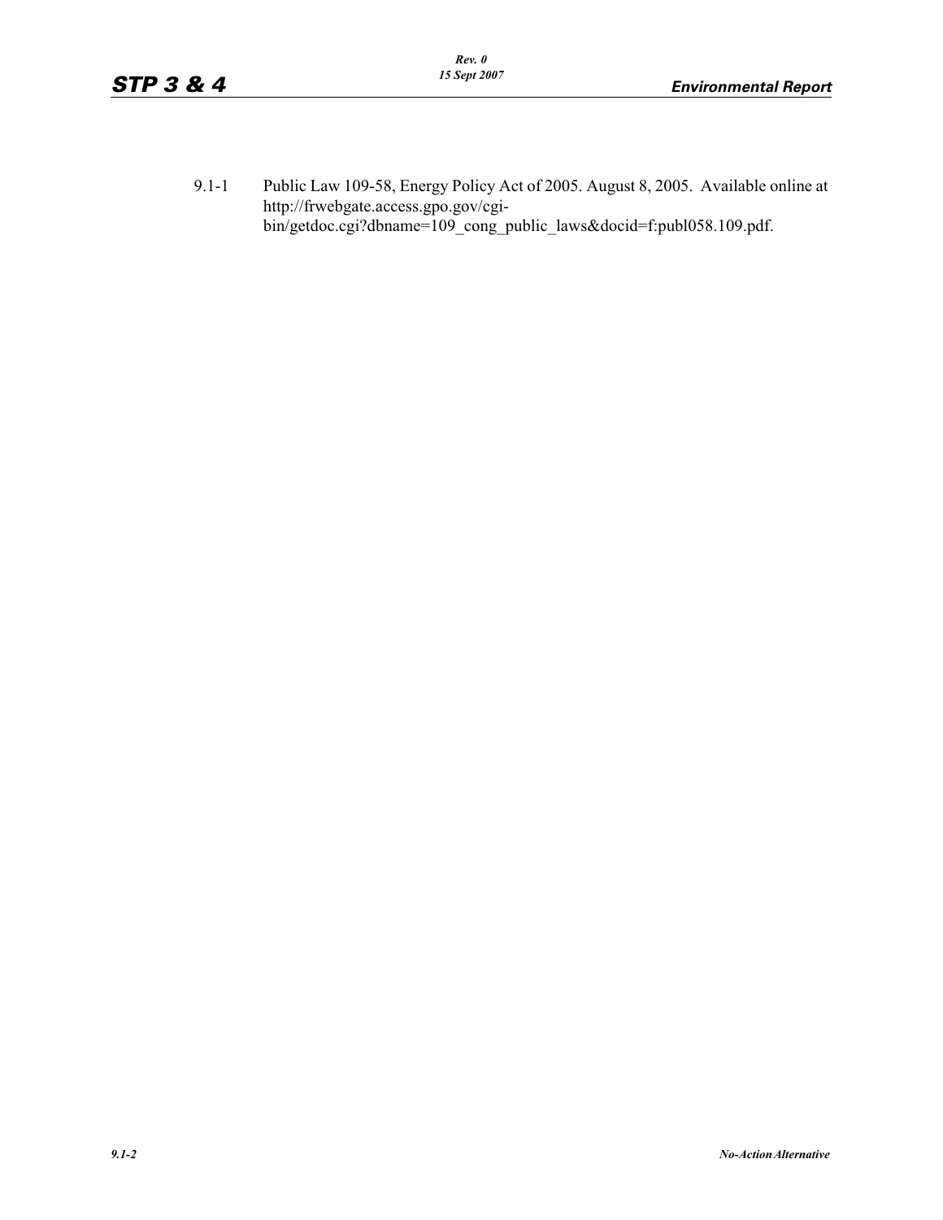9.1-1 Public Law 109-58, Energy Policy Act of 2005. August 8, 2005. Available online at http://frwebgate.access.gpo.gov/cgi-bin/getdoc.cgi?dbname=109_cong_public_laws&docid=f:publ058.109.pdf.